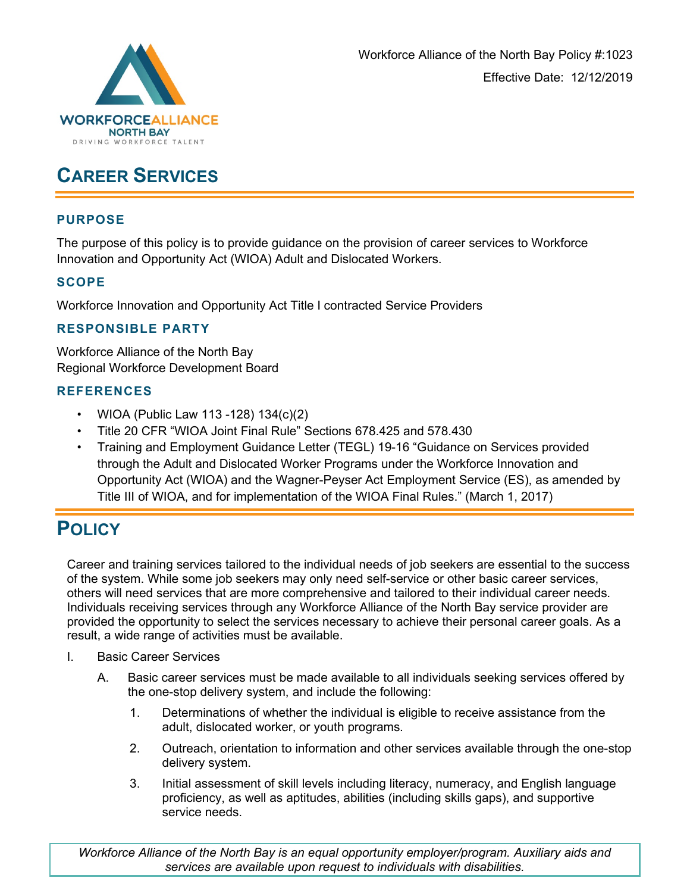Workforce Alliance of the North Bay Policy #:1023

Effective Date: 12/12/2019

# CAREER SERVICES

## PURPOSE

The purpose of this policy is to provide guidance on the provision of career services to Workforce Innovation and Opportunity Act (WIOA) Adult and Dislocated Workers.

## SCOPE

Workforce Innovation and Opportunity Act Title I contracted Service Providers

## RESPONSIBLE PARTY

Workforce Alliance of the North Bay
Regional Workforce Development Board

## REFERENCES

- WIOA (Public Law 113 -128) 134(c)(2)
- Title 20 CFR "WIOA Joint Final Rule" Sections 678.425 and 578.430
- Training and Employment Guidance Letter (TEGL) 19-16 "Guidance on Services provided through the Adult and Dislocated Worker Programs under the Workforce Innovation and Opportunity Act (WIOA) and the Wagner-Peyser Act Employment Service (ES), as amended by Title III of WIOA, and for implementation of the WIOA Final Rules." (March 1, 2017)

# POLICY

Career and training services tailored to the individual needs of job seekers are essential to the success of the system. While some job seekers may only need self-service or other basic career services, others will need services that are more comprehensive and tailored to their individual career needs. Individuals receiving services through any Workforce Alliance of the North Bay service provider are provided the opportunity to select the services necessary to achieve their personal career goals. As a result, a wide range of activities must be available.

I. Basic Career Services

   A. Basic career services must be made available to all individuals seeking services offered by the one-stop delivery system, and include the following:

      1. Determinations of whether the individual is eligible to receive assistance from the adult, dislocated worker, or youth programs.

      2. Outreach, orientation to information and other services available through the one-stop delivery system.

      3. Initial assessment of skill levels including literacy, numeracy, and English language proficiency, as well as aptitudes, abilities (including skills gaps), and supportive service needs.

*Workforce Alliance of the North Bay is an equal opportunity employer/program. Auxiliary aids and services are available upon request to individuals with disabilities.*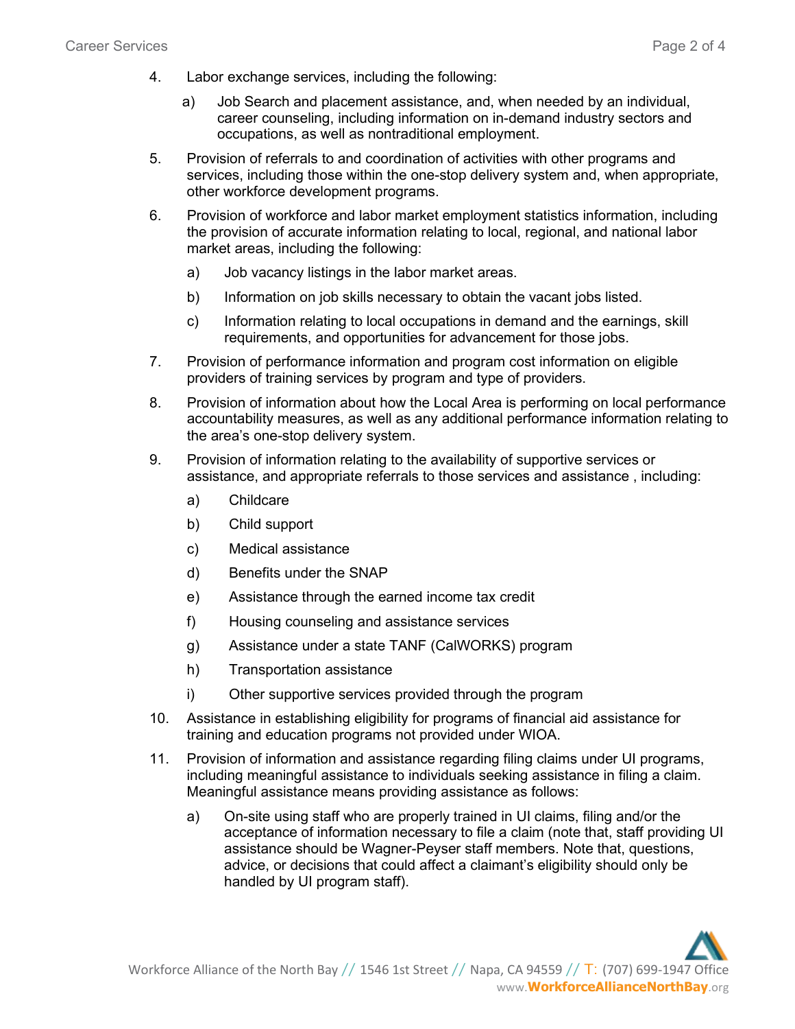4. Labor exchange services, including the following:

   a) Job Search and placement assistance, and, when needed by an individual, career counseling, including information on in-demand industry sectors and occupations, as well as nontraditional employment.

5. Provision of referrals to and coordination of activities with other programs and services, including those within the one-stop delivery system and, when appropriate, other workforce development programs.

6. Provision of workforce and labor market employment statistics information, including the provision of accurate information relating to local, regional, and national labor market areas, including the following:

   a) Job vacancy listings in the labor market areas.

   b) Information on job skills necessary to obtain the vacant jobs listed.

   c) Information relating to local occupations in demand and the earnings, skill requirements, and opportunities for advancement for those jobs.

7. Provision of performance information and program cost information on eligible providers of training services by program and type of providers.

8. Provision of information about how the Local Area is performing on local performance accountability measures, as well as any additional performance information relating to the area's one-stop delivery system.

9. Provision of information relating to the availability of supportive services or assistance, and appropriate referrals to those services and assistance , including:

   a) Childcare

   b) Child support

   c) Medical assistance

   d) Benefits under the SNAP

   e) Assistance through the earned income tax credit

   f) Housing counseling and assistance services

   g) Assistance under a state TANF (CalWORKS) program

   h) Transportation assistance

   i) Other supportive services provided through the program

10. Assistance in establishing eligibility for programs of financial aid assistance for training and education programs not provided under WIOA.

11. Provision of information and assistance regarding filing claims under UI programs, including meaningful assistance to individuals seeking assistance in filing a claim. Meaningful assistance means providing assistance as follows:

    a) On-site using staff who are properly trained in UI claims, filing and/or the acceptance of information necessary to file a claim (note that, staff providing UI assistance should be Wagner-Peyser staff members. Note that, questions, advice, or decisions that could affect a claimant's eligibility should only be handled by UI program staff).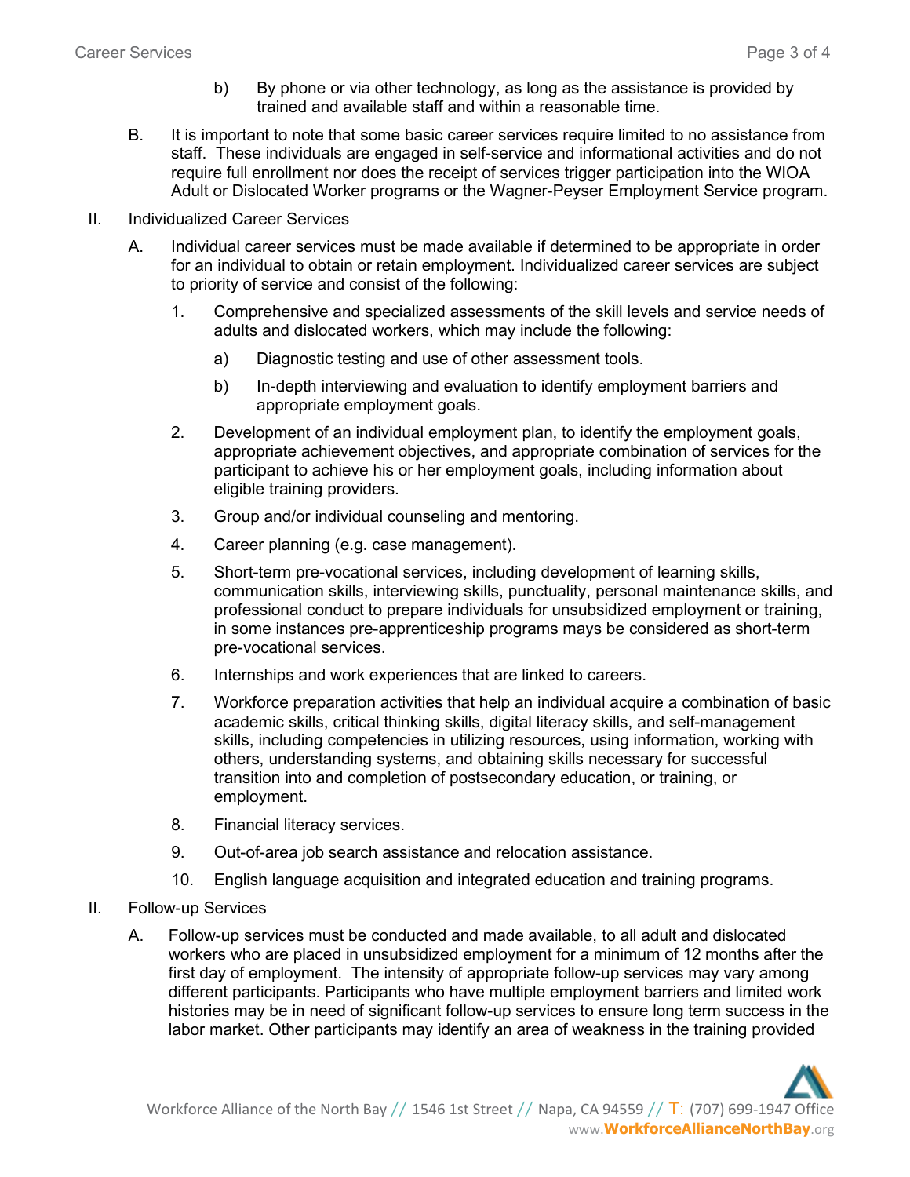b) By phone or via other technology, as long as the assistance is provided by trained and available staff and within a reasonable time.

B. It is important to note that some basic career services require limited to no assistance from staff. These individuals are engaged in self-service and informational activities and do not require full enrollment nor does the receipt of services trigger participation into the WIOA Adult or Dislocated Worker programs or the Wagner-Peyser Employment Service program.

II. Individualized Career Services

A. Individual career services must be made available if determined to be appropriate in order for an individual to obtain or retain employment. Individualized career services are subject to priority of service and consist of the following:

1. Comprehensive and specialized assessments of the skill levels and service needs of adults and dislocated workers, which may include the following:

   a) Diagnostic testing and use of other assessment tools.

   b) In-depth interviewing and evaluation to identify employment barriers and appropriate employment goals.

2. Development of an individual employment plan, to identify the employment goals, appropriate achievement objectives, and appropriate combination of services for the participant to achieve his or her employment goals, including information about eligible training providers.

3. Group and/or individual counseling and mentoring.

4. Career planning (e.g. case management).

5. Short-term pre-vocational services, including development of learning skills, communication skills, interviewing skills, punctuality, personal maintenance skills, and professional conduct to prepare individuals for unsubsidized employment or training, in some instances pre-apprenticeship programs mays be considered as short-term pre-vocational services.

6. Internships and work experiences that are linked to careers.

7. Workforce preparation activities that help an individual acquire a combination of basic academic skills, critical thinking skills, digital literacy skills, and self-management skills, including competencies in utilizing resources, using information, working with others, understanding systems, and obtaining skills necessary for successful transition into and completion of postsecondary education, or training, or employment.

8. Financial literacy services.

9. Out-of-area job search assistance and relocation assistance.

10. English language acquisition and integrated education and training programs.

II. Follow-up Services

A. Follow-up services must be conducted and made available, to all adult and dislocated workers who are placed in unsubsidized employment for a minimum of 12 months after the first day of employment. The intensity of appropriate follow-up services may vary among different participants. Participants who have multiple employment barriers and limited work histories may be in need of significant follow-up services to ensure long term success in the labor market. Other participants may identify an area of weakness in the training provided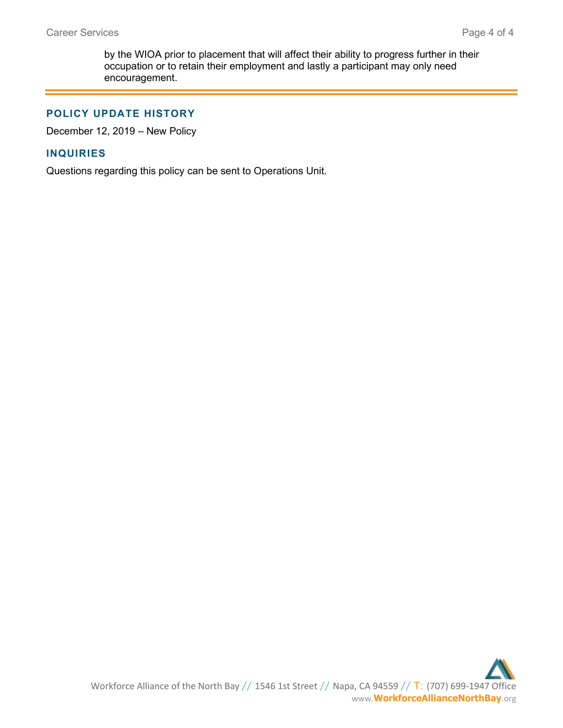by the WIOA prior to placement that will affect their ability to progress further in their occupation or to retain their employment and lastly a participant may only need encouragement.

---

## POLICY UPDATE HISTORY

December 12, 2019 – New Policy

## INQUIRIES

Questions regarding this policy can be sent to Operations Unit.